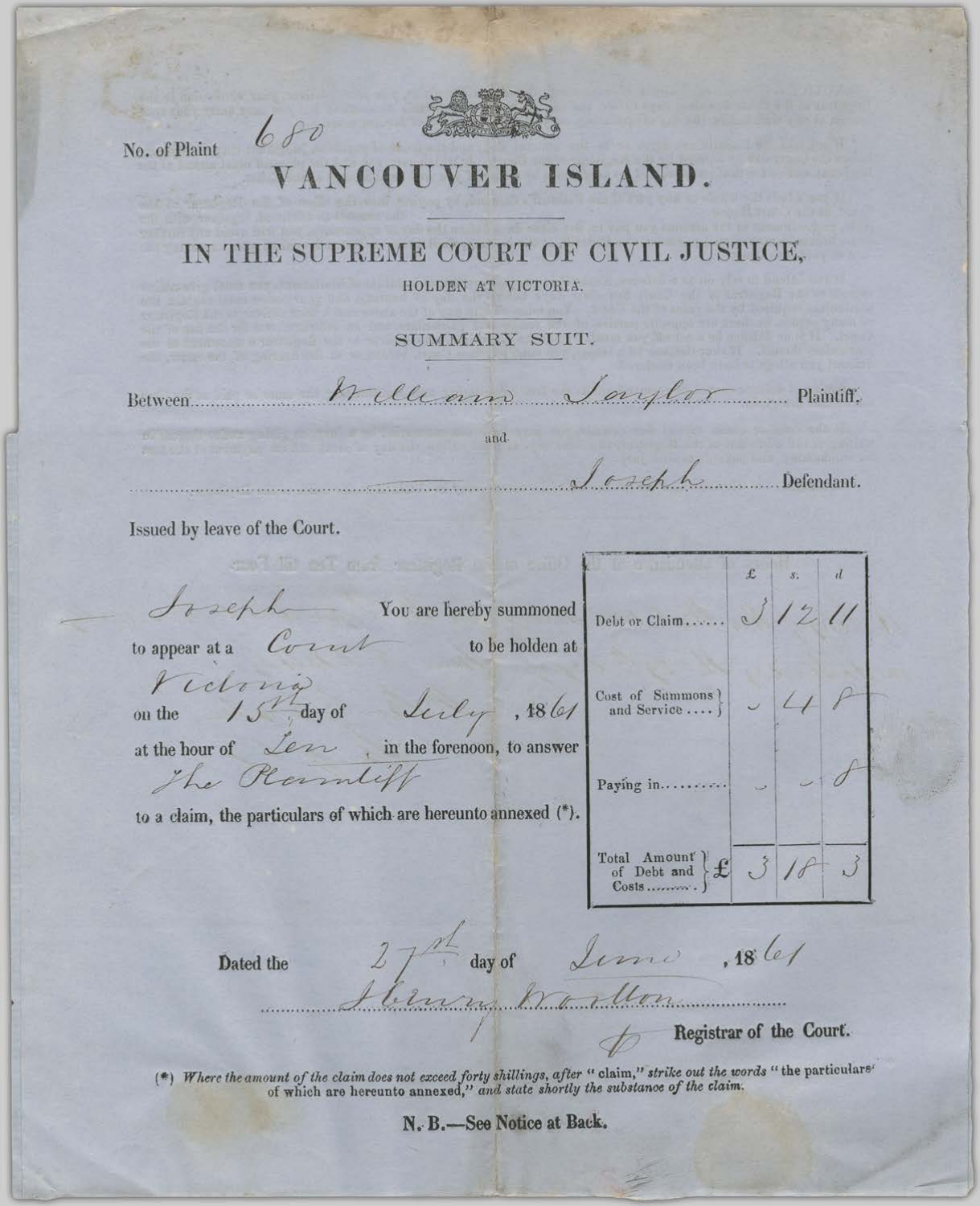No. of Plaint 680

# VANCOUVER ISLAND.

## IN THE SUPREME COURT OF CIVIL JUSTICE,

HOLDEN AT VICTORIA.

SUMMARY SUIT.

Between William Taylor Plaintiff,

and

Joseph Defendant.

Issued by leave of the Court.

Joseph You are hereby summoned to appear at a Court to be holden at Victoria on the 15th day of July, 1861 at the hour of Ten in the forenoon, to answer The Plaintiff to a claim, the particulars of which are hereunto annexed (\*).

| | £ | s. | d |
|---|---|---|---|
| Debt or Claim...... | 3 | 12 | 11 |
| Cost of Summons and Service .... | - | 4 | 8 |
| Paying in.......... | - | - | 8 |
| Total Amount of Debt and Costs.......... £ | 3 | 18 | 3 |

Dated the 27th day of June, 1861

Henry Wootton
Registrar of the Court.

(\*) *Where the amount of the claim does not exceed forty shillings, after "claim," strike out the words "the particulars of which are hereunto annexed," and state shortly the substance of the claim.*

**N. B.—See Notice at Back.**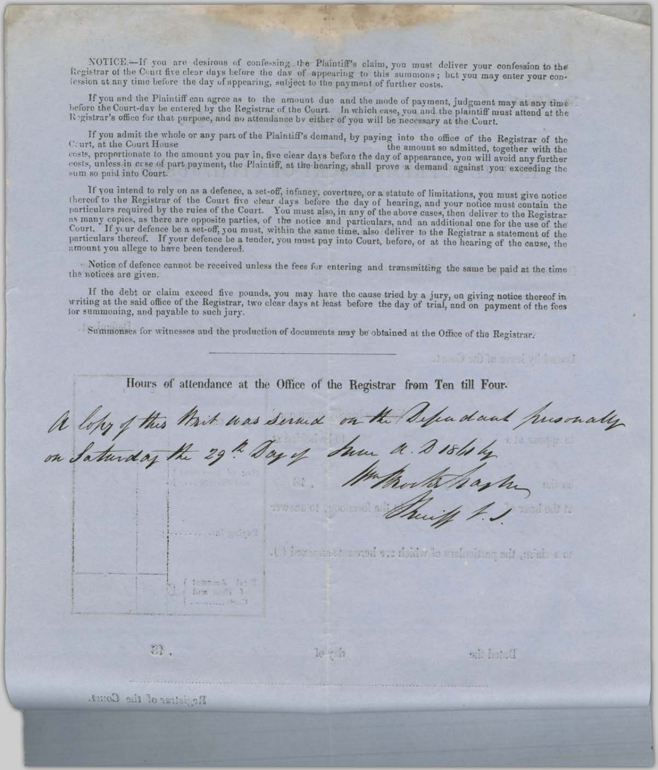NOTICE.—If you are desirous of confessing the Plaintiff's claim, you must deliver your confession to the Registrar of the Court five clear days before the day of appearing to this summons; but you may enter your confession at any time before the day of appearing, subject to the payment of further costs.

If you and the Plaintiff can agree as to the amount due and the mode of payment, judgment may at any time before the Court-day be entered by the Registrar of the Court. In which case, you and the plaintiff must attend at the Registrar's office for that purpose, and no attendance by either of you will be necessary at the Court.

If you admit the whole or any part of the Plaintiff's demand, by paying into the office of the Registrar of the Court, at the Court House the amount so admitted, together with the costs, proportionate to the amount you pay in, five clear days before the day of appearance, you will avoid any further costs, unless in case of part payment, the Plaintiff, at the hearing, shall prove a demand against you exceeding the sum so paid into Court.

If you intend to rely on as a defence, a set-off, infancy, coverture, or a statute of limitations, you must give notice thereof to the Registrar of the Court five clear days before the day of hearing, and your notice must contain the particulars required by the rules of the Court. You must also, in any of the above cases, then deliver to the Registrar as many copies, as there are opposite parties, of the notice and particulars, and an additional one for the use of the Court. If your defence be a set-off, you must, within the same time, also deliver to the Registrar a statement of the particulars thereof. If your defence be a tender, you must pay into Court, before, or at the hearing of the cause, the amount you allege to have been tendered.

Notice of defence cannot be received unless the fees for entering and transmitting the same be paid at the time the notices are given.

If the debt or claim exceed five pounds, you may have the cause tried by a jury, on giving notice thereof in writing at the said office of the Registrar, two clear days at least before the day of trial, and on payment of the fees for summoning, and payable to such jury.

Summonses for witnesses and the production of documents may be obtained at the Office of the Registrar.

---

Hours of attendance at the Office of the Registrar from Ten till Four.

*A copy of this Writ was served on the Defendant personally on Saturday the 29th Day of June A. D 1861 by*

*Wm Rookshaghe*

*Sheriff &c.*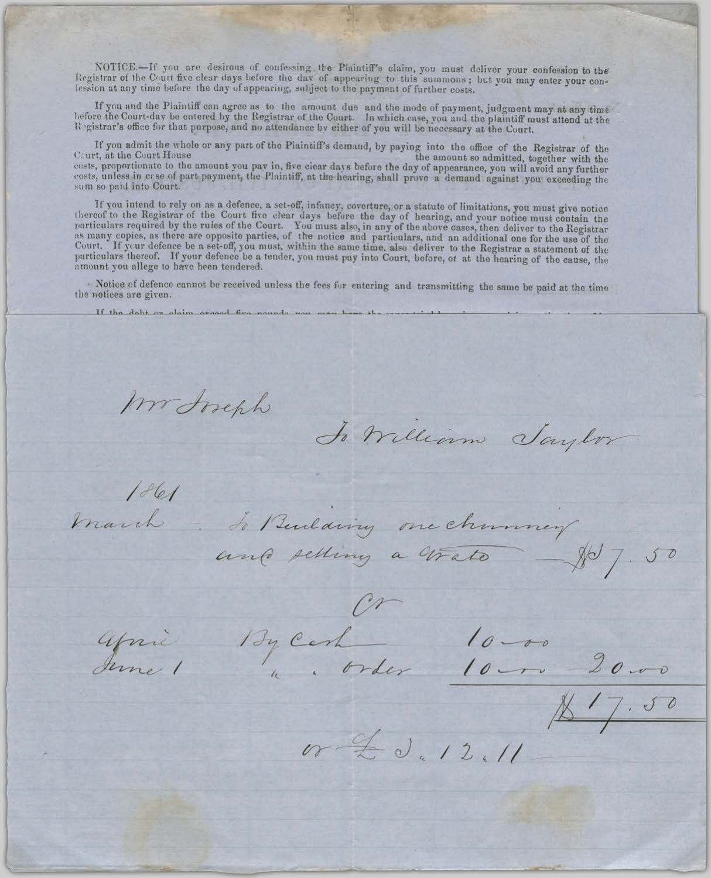NOTICE.—If you are desirous of confessing the Plaintiff's claim, you must deliver your confession to the Registrar of the Court five clear days before the day of appearing to this summons; but you may enter your confession at any time before the day of appearing, subject to the payment of further costs.

If you and the Plaintiff can agree as to the amount due and the mode of payment, judgment may at any time before the Court-day be entered by the Registrar of the Court. In which case, you and the plaintiff must attend at the Registrar's office for that purpose, and no attendance by either of you will be necessary at the Court.

If you admit the whole or any part of the Plaintiff's demand, by paying into the office of the Registrar of the Court, at the Court House the amount so admitted, together with the costs, proportionate to the amount you pay in, five clear days before the day of appearance, you will avoid any further costs, unless in case of part payment, the Plaintiff, at the hearing, shall prove a demand against you exceeding the sum so paid into Court.

If you intend to rely on as a defence, a set-off, infancy, coverture, or a statute of limitations, you must give notice thereof to the Registrar of the Court five clear days before the day of hearing, and your notice must contain the particulars required by the rules of the Court. You must also, in any of the above cases, then deliver to the Registrar as many copies, as there are opposite parties, of the notice and particulars, and an additional one for the use of the Court. If your defence be a set-off, you must, within the same time, also deliver to the Registrar a statement of the particulars thereof. If your defence be a tender, you must pay into Court, before, or at the hearing of the cause, the amount you allege to have been tendered.

Notice of defence cannot be received unless the fees for entering and transmitting the same be paid at the time the notices are given.

If the debt or claim exceed five pounds you may have the ...

Mr Joseph

To William Taylor

1861

March — To Building one chimney and setting a Grate — $37.50

Cr

April — By Cash — 10.00

June 1 — " . order — 10.00 — 20.00

$17.50

or £3.12.11